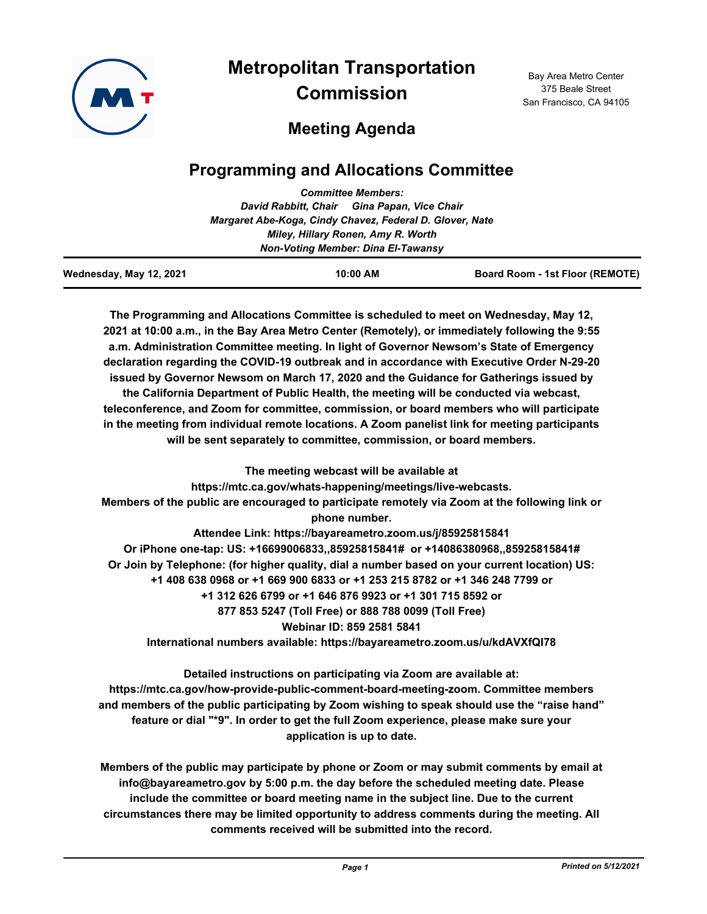# Metropolitan Transportation Commission

Bay Area Metro Center
375 Beale Street
San Francisco, CA 94105

## Meeting Agenda

## Programming and Allocations Committee

***Committee Members:***
***David Rabbitt, Chair Gina Papan, Vice Chair***
***Margaret Abe-Koga, Cindy Chavez, Federal D. Glover, Nate Miley, Hillary Ronen, Amy R. Worth***
***Non-Voting Member: Dina El-Tawansy***

**Wednesday, May 12, 2021** | **10:00 AM** | **Board Room - 1st Floor (REMOTE)**

**The Programming and Allocations Committee is scheduled to meet on Wednesday, May 12, 2021 at 10:00 a.m., in the Bay Area Metro Center (Remotely), or immediately following the 9:55 a.m. Administration Committee meeting. In light of Governor Newsom's State of Emergency declaration regarding the COVID-19 outbreak and in accordance with Executive Order N-29-20 issued by Governor Newsom on March 17, 2020 and the Guidance for Gatherings issued by the California Department of Public Health, the meeting will be conducted via webcast, teleconference, and Zoom for committee, commission, or board members who will participate in the meeting from individual remote locations. A Zoom panelist link for meeting participants will be sent separately to committee, commission, or board members.**

**The meeting webcast will be available at https://mtc.ca.gov/whats-happening/meetings/live-webcasts.**
**Members of the public are encouraged to participate remotely via Zoom at the following link or phone number.**
**Attendee Link: https://bayareametro.zoom.us/j/85925815841**
**Or iPhone one-tap: US: +16699006833,,85925815841# or +14086380968,,85925815841#**
**Or Join by Telephone: (for higher quality, dial a number based on your current location) US: +1 408 638 0968 or +1 669 900 6833 or +1 253 215 8782 or +1 346 248 7799 or +1 312 626 6799 or +1 646 876 9923 or +1 301 715 8592 or 877 853 5247 (Toll Free) or 888 788 0099 (Toll Free)**
**Webinar ID: 859 2581 5841**
**International numbers available: https://bayareametro.zoom.us/u/kdAVXfQl78**

**Detailed instructions on participating via Zoom are available at: https://mtc.ca.gov/how-provide-public-comment-board-meeting-zoom. Committee members and members of the public participating by Zoom wishing to speak should use the "raise hand" feature or dial "*9". In order to get the full Zoom experience, please make sure your application is up to date.**

**Members of the public may participate by phone or Zoom or may submit comments by email at info@bayareametro.gov by 5:00 p.m. the day before the scheduled meeting date. Please include the committee or board meeting name in the subject line. Due to the current circumstances there may be limited opportunity to address comments during the meeting. All comments received will be submitted into the record.**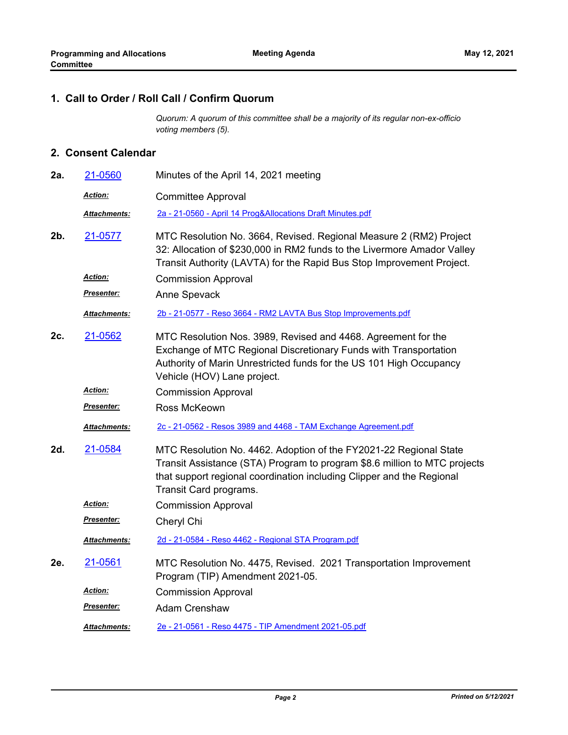## 1. Call to Order / Roll Call / Confirm Quorum

*Quorum: A quorum of this committee shall be a majority of its regular non-ex-officio voting members (5).*

## 2. Consent Calendar

**2a.** 21-0560 Minutes of the April 14, 2021 meeting

***Action:*** Committee Approval

***Attachments:*** 2a - 21-0560 - April 14 Prog&Allocations Draft Minutes.pdf

**2b.** 21-0577 MTC Resolution No. 3664, Revised. Regional Measure 2 (RM2) Project 32: Allocation of $230,000 in RM2 funds to the Livermore Amador Valley Transit Authority (LAVTA) for the Rapid Bus Stop Improvement Project.

***Action:*** Commission Approval

***Presenter:*** Anne Spevack

***Attachments:*** 2b - 21-0577 - Reso 3664 - RM2 LAVTA Bus Stop Improvements.pdf

**2c.** 21-0562 MTC Resolution Nos. 3989, Revised and 4468. Agreement for the Exchange of MTC Regional Discretionary Funds with Transportation Authority of Marin Unrestricted funds for the US 101 High Occupancy Vehicle (HOV) Lane project.

***Action:*** Commission Approval

***Presenter:*** Ross McKeown

***Attachments:*** 2c - 21-0562 - Resos 3989 and 4468 - TAM Exchange Agreement.pdf

**2d.** 21-0584 MTC Resolution No. 4462. Adoption of the FY2021-22 Regional State Transit Assistance (STA) Program to program $8.6 million to MTC projects that support regional coordination including Clipper and the Regional Transit Card programs.

***Action:*** Commission Approval

***Presenter:*** Cheryl Chi

***Attachments:*** 2d - 21-0584 - Reso 4462 - Regional STA Program.pdf

**2e.** 21-0561 MTC Resolution No. 4475, Revised. 2021 Transportation Improvement Program (TIP) Amendment 2021-05.

***Action:*** Commission Approval

***Presenter:*** Adam Crenshaw

***Attachments:*** 2e - 21-0561 - Reso 4475 - TIP Amendment 2021-05.pdf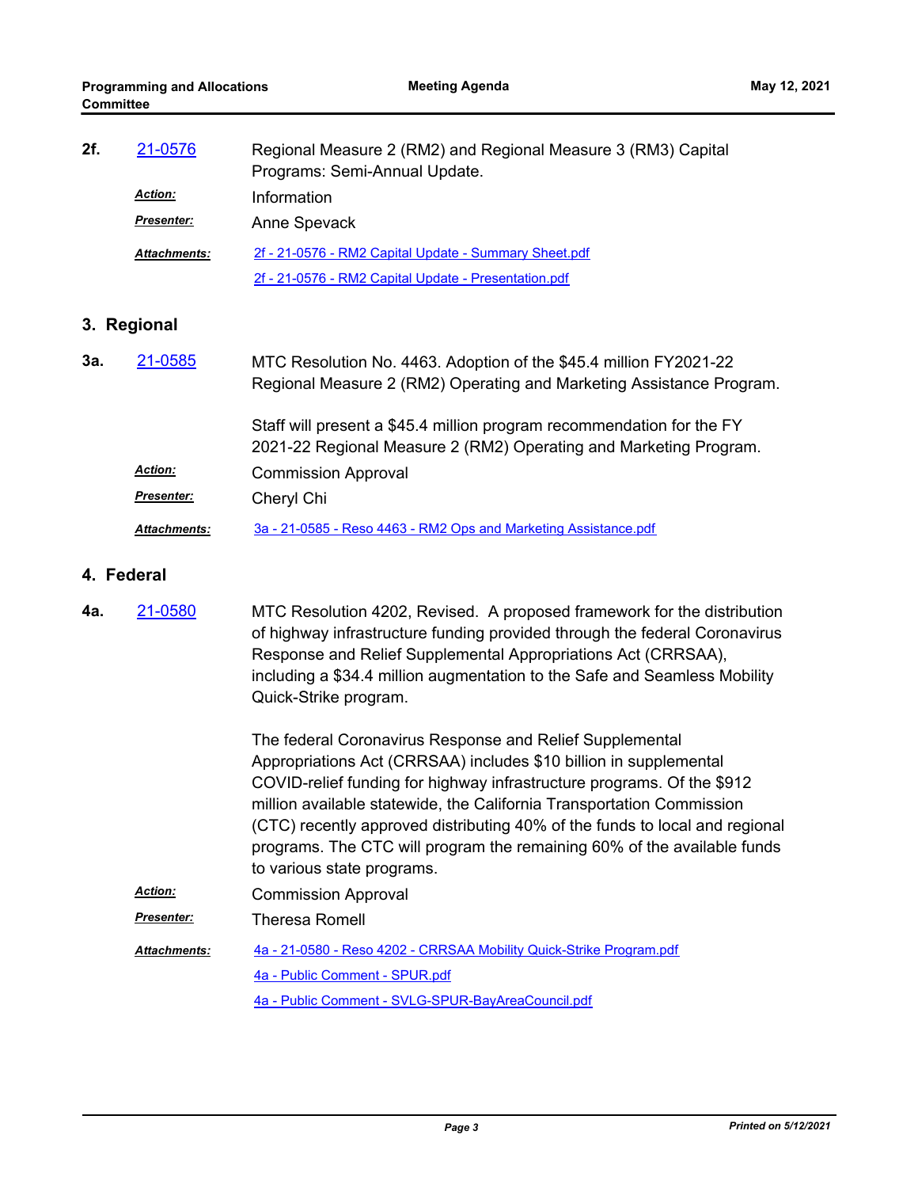**2f.** 21-0576 Regional Measure 2 (RM2) and Regional Measure 3 (RM3) Capital Programs: Semi-Annual Update.

***Action:*** Information

***Presenter:*** Anne Spevack

***Attachments:*** 2f - 21-0576 - RM2 Capital Update - Summary Sheet.pdf
2f - 21-0576 - RM2 Capital Update - Presentation.pdf

## 3. Regional

**3a.** 21-0585 MTC Resolution No. 4463. Adoption of the $45.4 million FY2021-22 Regional Measure 2 (RM2) Operating and Marketing Assistance Program.

Staff will present a $45.4 million program recommendation for the FY 2021-22 Regional Measure 2 (RM2) Operating and Marketing Program.

***Action:*** Commission Approval

***Presenter:*** Cheryl Chi

***Attachments:*** 3a - 21-0585 - Reso 4463 - RM2 Ops and Marketing Assistance.pdf

## 4. Federal

**4a.** 21-0580 MTC Resolution 4202, Revised. A proposed framework for the distribution of highway infrastructure funding provided through the federal Coronavirus Response and Relief Supplemental Appropriations Act (CRRSAA), including a $34.4 million augmentation to the Safe and Seamless Mobility Quick-Strike program.

The federal Coronavirus Response and Relief Supplemental Appropriations Act (CRRSAA) includes $10 billion in supplemental COVID-relief funding for highway infrastructure programs. Of the $912 million available statewide, the California Transportation Commission (CTC) recently approved distributing 40% of the funds to local and regional programs. The CTC will program the remaining 60% of the available funds to various state programs.

***Action:*** Commission Approval

***Presenter:*** Theresa Romell

***Attachments:*** 4a - 21-0580 - Reso 4202 - CRRSAA Mobility Quick-Strike Program.pdf
4a - Public Comment - SPUR.pdf
4a - Public Comment - SVLG-SPUR-BayAreaCouncil.pdf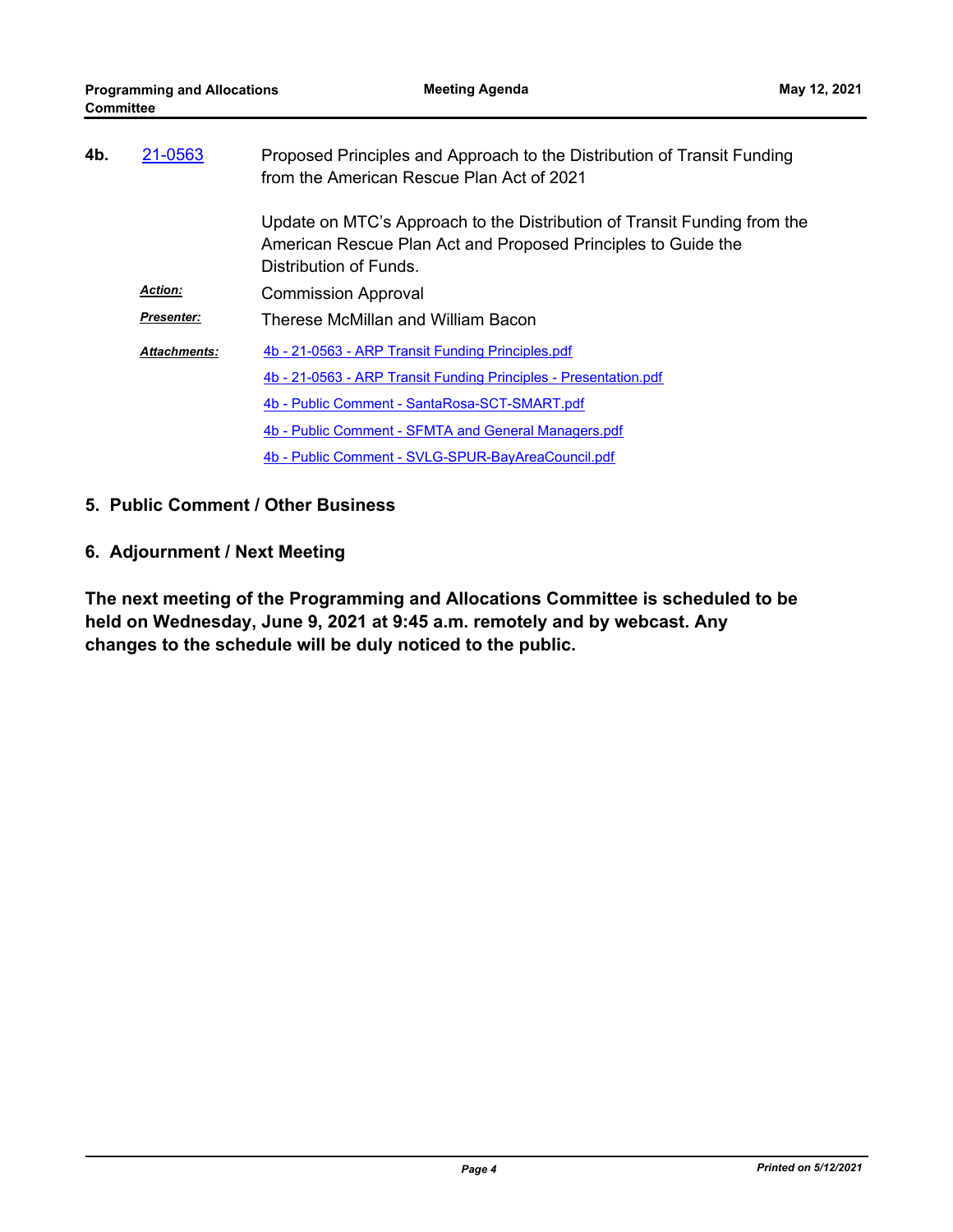**4b.** 21-0563 Proposed Principles and Approach to the Distribution of Transit Funding from the American Rescue Plan Act of 2021

Update on MTC's Approach to the Distribution of Transit Funding from the American Rescue Plan Act and Proposed Principles to Guide the Distribution of Funds.

***Action:*** Commission Approval

***Presenter:*** Therese McMillan and William Bacon

***Attachments:***
- 4b - 21-0563 - ARP Transit Funding Principles.pdf
- 4b - 21-0563 - ARP Transit Funding Principles - Presentation.pdf
- 4b - Public Comment - SantaRosa-SCT-SMART.pdf
- 4b - Public Comment - SFMTA and General Managers.pdf
- 4b - Public Comment - SVLG-SPUR-BayAreaCouncil.pdf

## 5. Public Comment / Other Business

## 6. Adjournment / Next Meeting

**The next meeting of the Programming and Allocations Committee is scheduled to be held on Wednesday, June 9, 2021 at 9:45 a.m. remotely and by webcast. Any changes to the schedule will be duly noticed to the public.**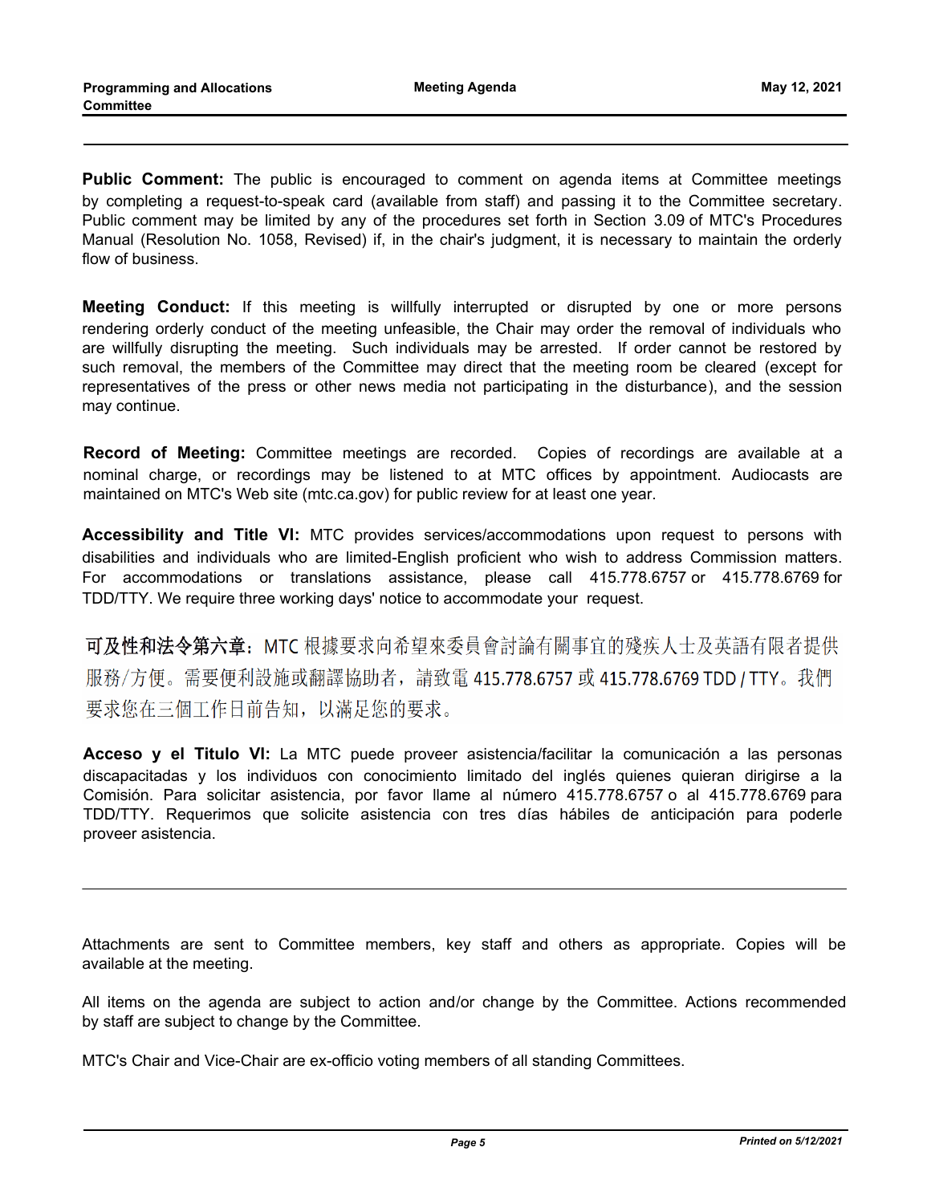**Public Comment:** The public is encouraged to comment on agenda items at Committee meetings by completing a request-to-speak card (available from staff) and passing it to the Committee secretary. Public comment may be limited by any of the procedures set forth in Section 3.09 of MTC's Procedures Manual (Resolution No. 1058, Revised) if, in the chair's judgment, it is necessary to maintain the orderly flow of business.

**Meeting Conduct:** If this meeting is willfully interrupted or disrupted by one or more persons rendering orderly conduct of the meeting unfeasible, the Chair may order the removal of individuals who are willfully disrupting the meeting. Such individuals may be arrested. If order cannot be restored by such removal, the members of the Committee may direct that the meeting room be cleared (except for representatives of the press or other news media not participating in the disturbance), and the session may continue.

**Record of Meeting:** Committee meetings are recorded. Copies of recordings are available at a nominal charge, or recordings may be listened to at MTC offices by appointment. Audiocasts are maintained on MTC's Web site (mtc.ca.gov) for public review for at least one year.

**Accessibility and Title VI:** MTC provides services/accommodations upon request to persons with disabilities and individuals who are limited-English proficient who wish to address Commission matters. For accommodations or translations assistance, please call 415.778.6757 or 415.778.6769 for TDD/TTY. We require three working days' notice to accommodate your request.

**可及性和法令第六章**：MTC 根據要求向希望來委員會討論有關事宜的殘疾人士及英語有限者提供服務/方便。需要便利設施或翻譯協助者，請致電 415.778.6757 或 415.778.6769 TDD / TTY。我們要求您在三個工作日前告知，以滿足您的要求。

**Acceso y el Titulo VI:** La MTC puede proveer asistencia/facilitar la comunicación a las personas discapacitadas y los individuos con conocimiento limitado del inglés quienes quieran dirigirse a la Comisión. Para solicitar asistencia, por favor llame al número 415.778.6757 o al 415.778.6769 para TDD/TTY. Requerimos que solicite asistencia con tres días hábiles de anticipación para poderle proveer asistencia.

---

Attachments are sent to Committee members, key staff and others as appropriate. Copies will be available at the meeting.

All items on the agenda are subject to action and/or change by the Committee. Actions recommended by staff are subject to change by the Committee.

MTC's Chair and Vice-Chair are ex-officio voting members of all standing Committees.